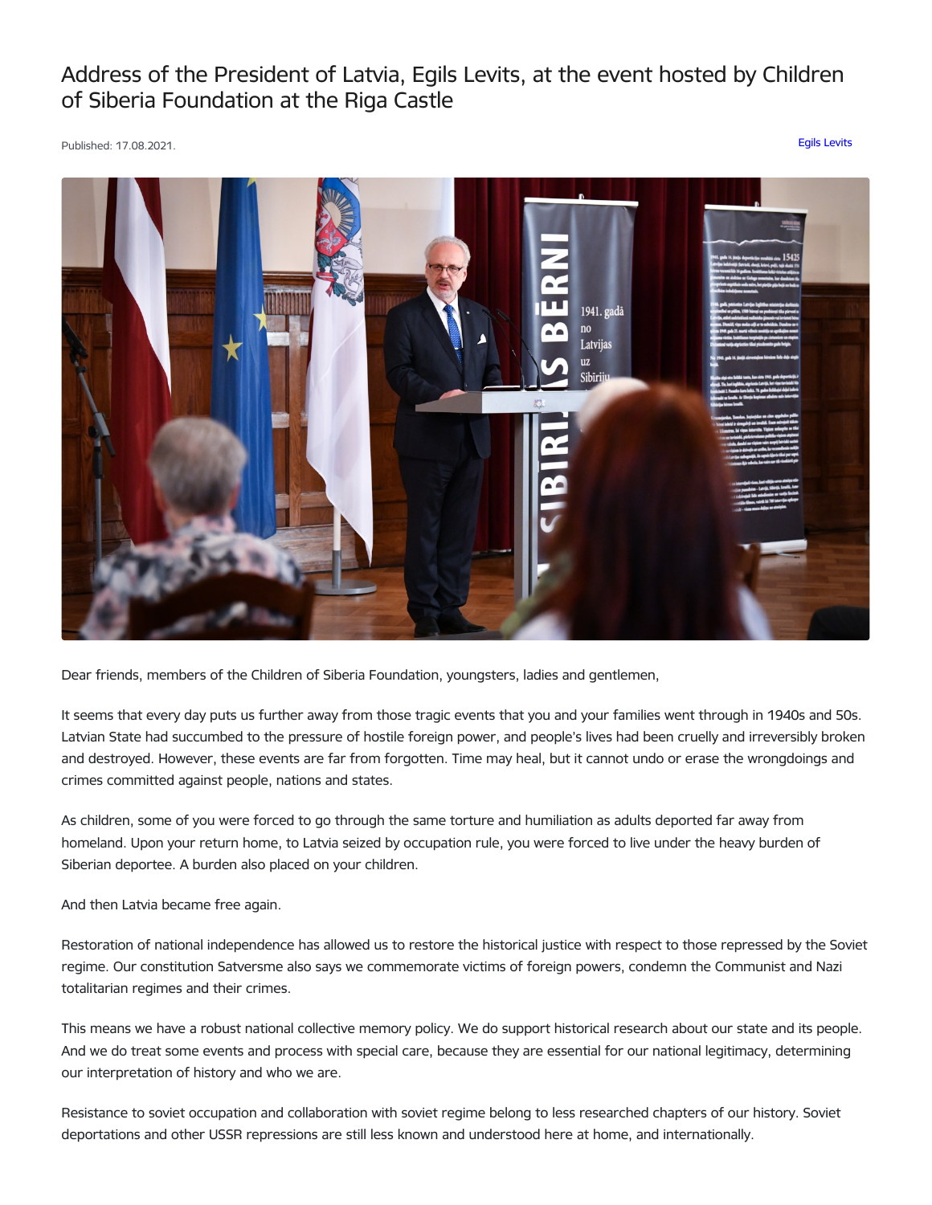# Address of the President of Latvia, Egils Levits, at the event hosted by Children of Siberia Foundation at the Riga Castle

Published: 17.08.2021.

Egils Levits

Dear friends, members of the Children of Siberia Foundation, youngsters, ladies and gentlemen,

It seems that every day puts us further away from those tragic events that you and your families went through in 1940s and 50s. Latvian State had succumbed to the pressure of hostile foreign power, and people's lives had been cruelly and irreversibly broken and destroyed. However, these events are far from forgotten. Time may heal, but it cannot undo or erase the wrongdoings and crimes committed against people, nations and states.

As children, some of you were forced to go through the same torture and humiliation as adults deported far away from homeland. Upon your return home, to Latvia seized by occupation rule, you were forced to live under the heavy burden of Siberian deportee. A burden also placed on your children.

And then Latvia became free again.

Restoration of national independence has allowed us to restore the historical justice with respect to those repressed by the Soviet regime. Our constitution Satversme also says we commemorate victims of foreign powers, condemn the Communist and Nazi totalitarian regimes and their crimes.

This means we have a robust national collective memory policy. We do support historical research about our state and its people. And we do treat some events and process with special care, because they are essential for our national legitimacy, determining our interpretation of history and who we are.

Resistance to soviet occupation and collaboration with soviet regime belong to less researched chapters of our history. Soviet deportations and other USSR repressions are still less known and understood here at home, and internationally.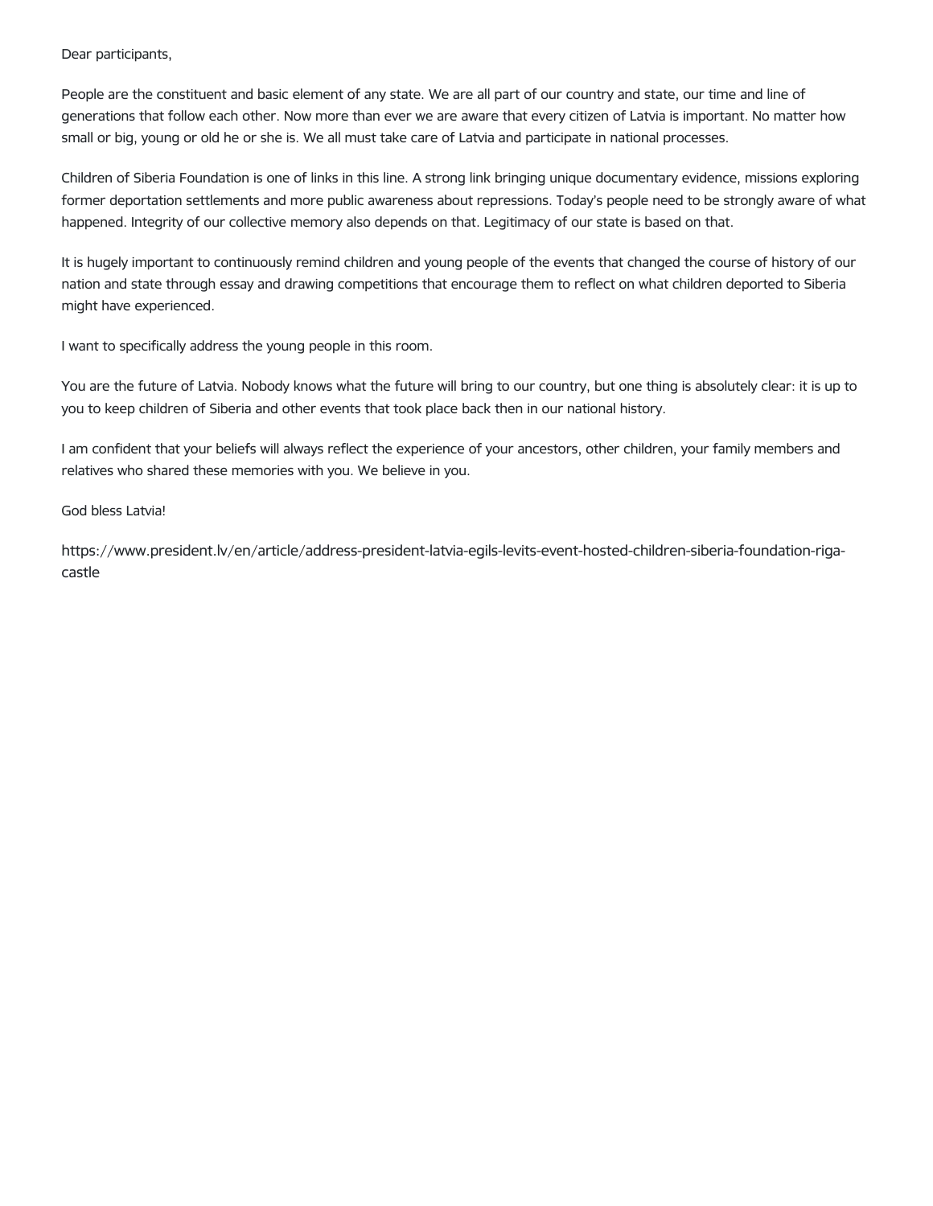Dear participants,

People are the constituent and basic element of any state. We are all part of our country and state, our time and line of generations that follow each other. Now more than ever we are aware that every citizen of Latvia is important. No matter how small or big, young or old he or she is. We all must take care of Latvia and participate in national processes.

Children of Siberia Foundation is one of links in this line. A strong link bringing unique documentary evidence, missions exploring former deportation settlements and more public awareness about repressions. Today's people need to be strongly aware of what happened. Integrity of our collective memory also depends on that. Legitimacy of our state is based on that.

It is hugely important to continuously remind children and young people of the events that changed the course of history of our nation and state through essay and drawing competitions that encourage them to reflect on what children deported to Siberia might have experienced.

I want to specifically address the young people in this room.

You are the future of Latvia. Nobody knows what the future will bring to our country, but one thing is absolutely clear: it is up to you to keep children of Siberia and other events that took place back then in our national history.

I am confident that your beliefs will always reflect the experience of your ancestors, other children, your family members and relatives who shared these memories with you. We believe in you.

God bless Latvia!

https://www.president.lv/en/article/address-president-latvia-egils-levits-event-hosted-children-siberia-foundation-riga-castle